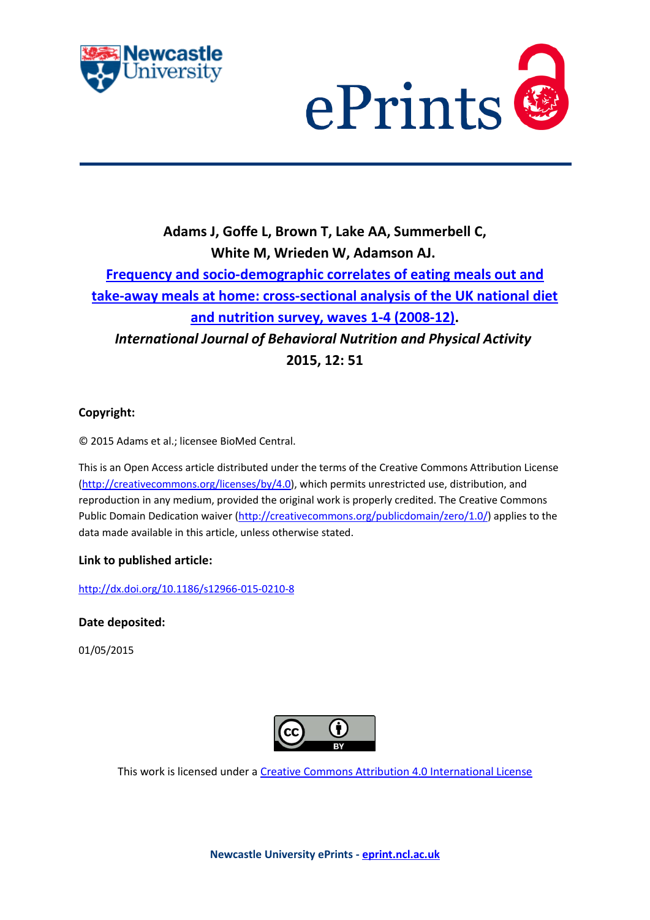**Adams J, Goffe L, Brown T, Lake AA, Summerbell C, White M, Wrieden W, Adamson AJ.**

**[Frequency and socio-demographic correlates of eating meals out and take-away meals at home: cross-sectional analysis of the UK national diet and nutrition survey, waves 1-4 (2008-12)](http://dx.doi.org/10.1186/s12966-015-0210-8).**

***International Journal of Behavioral Nutrition and Physical Activity***

**2015, 12: 51**

**Copyright:**

© 2015 Adams et al.; licensee BioMed Central.

This is an Open Access article distributed under the terms of the Creative Commons Attribution License (http://creativecommons.org/licenses/by/4.0), which permits unrestricted use, distribution, and reproduction in any medium, provided the original work is properly credited. The Creative Commons Public Domain Dedication waiver (http://creativecommons.org/publicdomain/zero/1.0/) applies to the data made available in this article, unless otherwise stated.

**Link to published article:**

http://dx.doi.org/10.1186/s12966-015-0210-8

**Date deposited:**

01/05/2015

This work is licensed under a [Creative Commons Attribution 4.0 International License](http://creativecommons.org/licenses/by/4.0)

**Newcastle University ePrints - [eprint.ncl.ac.uk](http://eprint.ncl.ac.uk)**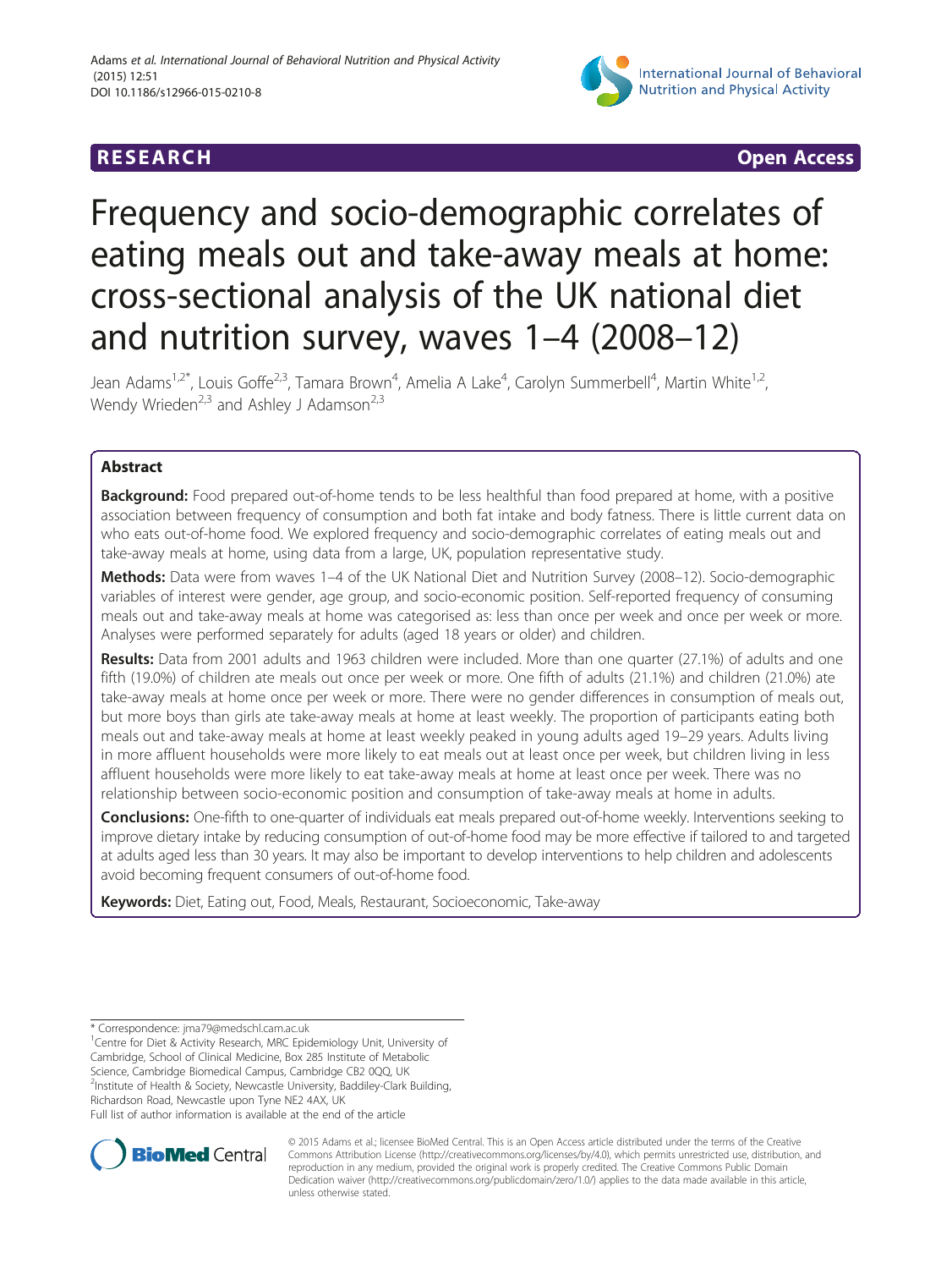# Frequency and socio-demographic correlates of eating meals out and take-away meals at home: cross-sectional analysis of the UK national diet and nutrition survey, waves 1–4 (2008–12)

Jean Adams[1,2*], Louis Goffe[2,3], Tamara Brown[4], Amelia A Lake[4], Carolyn Summerbell[4], Martin White[1,2], Wendy Wrieden[2,3] and Ashley J Adamson[2,3]

## Abstract

**Background:** Food prepared out-of-home tends to be less healthful than food prepared at home, with a positive association between frequency of consumption and both fat intake and body fatness. There is little current data on who eats out-of-home food. We explored frequency and socio-demographic correlates of eating meals out and take-away meals at home, using data from a large, UK, population representative study.

**Methods:** Data were from waves 1–4 of the UK National Diet and Nutrition Survey (2008–12). Socio-demographic variables of interest were gender, age group, and socio-economic position. Self-reported frequency of consuming meals out and take-away meals at home was categorised as: less than once per week and once per week or more. Analyses were performed separately for adults (aged 18 years or older) and children.

**Results:** Data from 2001 adults and 1963 children were included. More than one quarter (27.1%) of adults and one fifth (19.0%) of children ate meals out once per week or more. One fifth of adults (21.1%) and children (21.0%) ate take-away meals at home once per week or more. There were no gender differences in consumption of meals out, but more boys than girls ate take-away meals at home at least weekly. The proportion of participants eating both meals out and take-away meals at home at least weekly peaked in young adults aged 19–29 years. Adults living in more affluent households were more likely to eat meals out at least once per week, but children living in less affluent households were more likely to eat take-away meals at home at least once per week. There was no relationship between socio-economic position and consumption of take-away meals at home in adults.

**Conclusions:** One-fifth to one-quarter of individuals eat meals prepared out-of-home weekly. Interventions seeking to improve dietary intake by reducing consumption of out-of-home food may be more effective if tailored to and targeted at adults aged less than 30 years. It may also be important to develop interventions to help children and adolescents avoid becoming frequent consumers of out-of-home food.

**Keywords:** Diet, Eating out, Food, Meals, Restaurant, Socioeconomic, Take-away

\* Correspondence: jma79@medschl.cam.ac.uk
[1]Centre for Diet & Activity Research, MRC Epidemiology Unit, University of Cambridge, School of Clinical Medicine, Box 285 Institute of Metabolic Science, Cambridge Biomedical Campus, Cambridge CB2 0QQ, UK
[2]Institute of Health & Society, Newcastle University, Baddiley-Clark Building, Richardson Road, Newcastle upon Tyne NE2 4AX, UK
Full list of author information is available at the end of the article

© 2015 Adams et al.; licensee BioMed Central. This is an Open Access article distributed under the terms of the Creative Commons Attribution License (http://creativecommons.org/licenses/by/4.0), which permits unrestricted use, distribution, and reproduction in any medium, provided the original work is properly credited. The Creative Commons Public Domain Dedication waiver (http://creativecommons.org/publicdomain/zero/1.0/) applies to the data made available in this article, unless otherwise stated.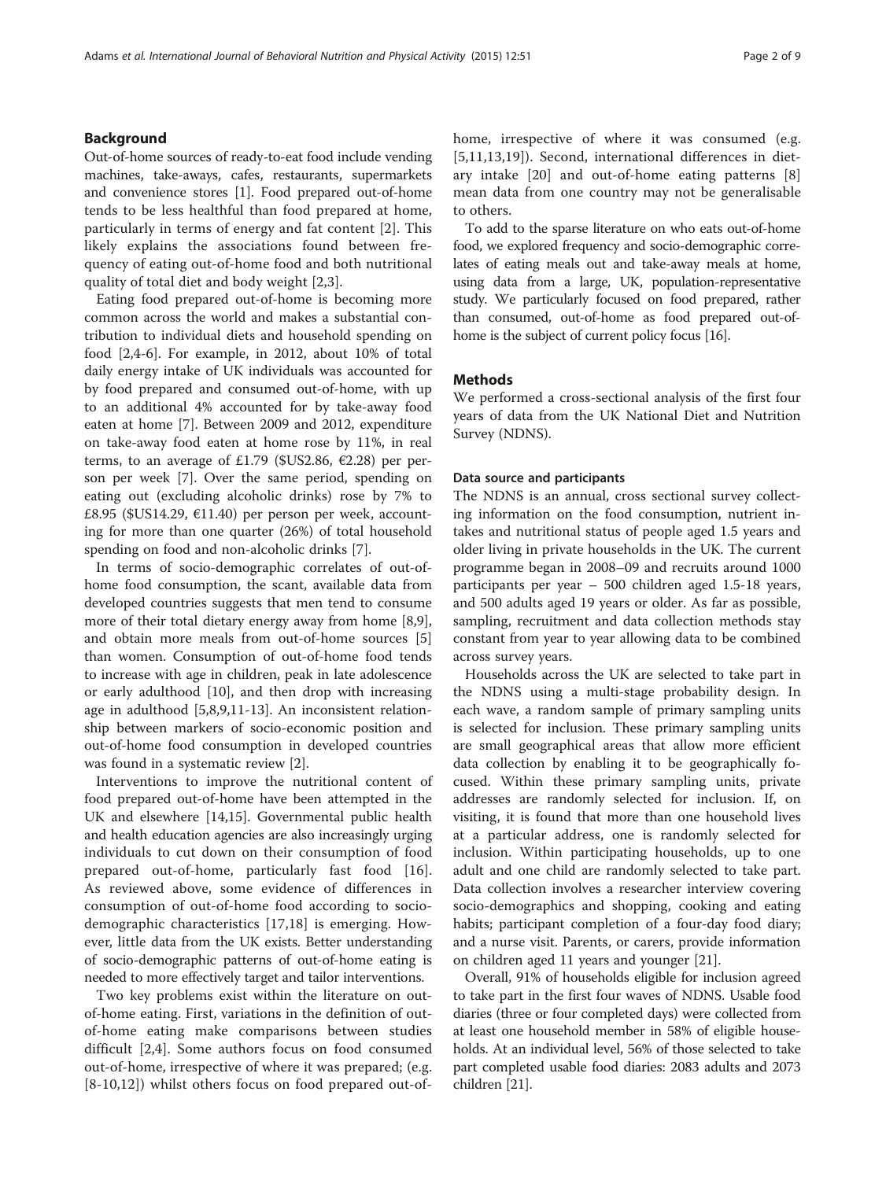## Background

Out-of-home sources of ready-to-eat food include vending machines, take-aways, cafes, restaurants, supermarkets and convenience stores [1]. Food prepared out-of-home tends to be less healthful than food prepared at home, particularly in terms of energy and fat content [2]. This likely explains the associations found between frequency of eating out-of-home food and both nutritional quality of total diet and body weight [2,3].

Eating food prepared out-of-home is becoming more common across the world and makes a substantial contribution to individual diets and household spending on food [2,4-6]. For example, in 2012, about 10% of total daily energy intake of UK individuals was accounted for by food prepared and consumed out-of-home, with up to an additional 4% accounted for by take-away food eaten at home [7]. Between 2009 and 2012, expenditure on take-away food eaten at home rose by 11%, in real terms, to an average of £1.79 ($US2.86, €2.28) per person per week [7]. Over the same period, spending on eating out (excluding alcoholic drinks) rose by 7% to £8.95 ($US14.29, €11.40) per person per week, accounting for more than one quarter (26%) of total household spending on food and non-alcoholic drinks [7].

In terms of socio-demographic correlates of out-of-home food consumption, the scant, available data from developed countries suggests that men tend to consume more of their total dietary energy away from home [8,9], and obtain more meals from out-of-home sources [5] than women. Consumption of out-of-home food tends to increase with age in children, peak in late adolescence or early adulthood [10], and then drop with increasing age in adulthood [5,8,9,11-13]. An inconsistent relationship between markers of socio-economic position and out-of-home food consumption in developed countries was found in a systematic review [2].

Interventions to improve the nutritional content of food prepared out-of-home have been attempted in the UK and elsewhere [14,15]. Governmental public health and health education agencies are also increasingly urging individuals to cut down on their consumption of food prepared out-of-home, particularly fast food [16]. As reviewed above, some evidence of differences in consumption of out-of-home food according to socio-demographic characteristics [17,18] is emerging. However, little data from the UK exists. Better understanding of socio-demographic patterns of out-of-home eating is needed to more effectively target and tailor interventions.

Two key problems exist within the literature on out-of-home eating. First, variations in the definition of out-of-home eating make comparisons between studies difficult [2,4]. Some authors focus on food consumed out-of-home, irrespective of where it was prepared; (e.g. [8-10,12]) whilst others focus on food prepared out-of-home, irrespective of where it was consumed (e.g. [5,11,13,19]). Second, international differences in dietary intake [20] and out-of-home eating patterns [8] mean data from one country may not be generalisable to others.

To add to the sparse literature on who eats out-of-home food, we explored frequency and socio-demographic correlates of eating meals out and take-away meals at home, using data from a large, UK, population-representative study. We particularly focused on food prepared, rather than consumed, out-of-home as food prepared out-of-home is the subject of current policy focus [16].

## Methods

We performed a cross-sectional analysis of the first four years of data from the UK National Diet and Nutrition Survey (NDNS).

### Data source and participants

The NDNS is an annual, cross sectional survey collecting information on the food consumption, nutrient intakes and nutritional status of people aged 1.5 years and older living in private households in the UK. The current programme began in 2008–09 and recruits around 1000 participants per year – 500 children aged 1.5-18 years, and 500 adults aged 19 years or older. As far as possible, sampling, recruitment and data collection methods stay constant from year to year allowing data to be combined across survey years.

Households across the UK are selected to take part in the NDNS using a multi-stage probability design. In each wave, a random sample of primary sampling units is selected for inclusion. These primary sampling units are small geographical areas that allow more efficient data collection by enabling it to be geographically focused. Within these primary sampling units, private addresses are randomly selected for inclusion. If, on visiting, it is found that more than one household lives at a particular address, one is randomly selected for inclusion. Within participating households, up to one adult and one child are randomly selected to take part. Data collection involves a researcher interview covering socio-demographics and shopping, cooking and eating habits; participant completion of a four-day food diary; and a nurse visit. Parents, or carers, provide information on children aged 11 years and younger [21].

Overall, 91% of households eligible for inclusion agreed to take part in the first four waves of NDNS. Usable food diaries (three or four completed days) were collected from at least one household member in 58% of eligible households. At an individual level, 56% of those selected to take part completed usable food diaries: 2083 adults and 2073 children [21].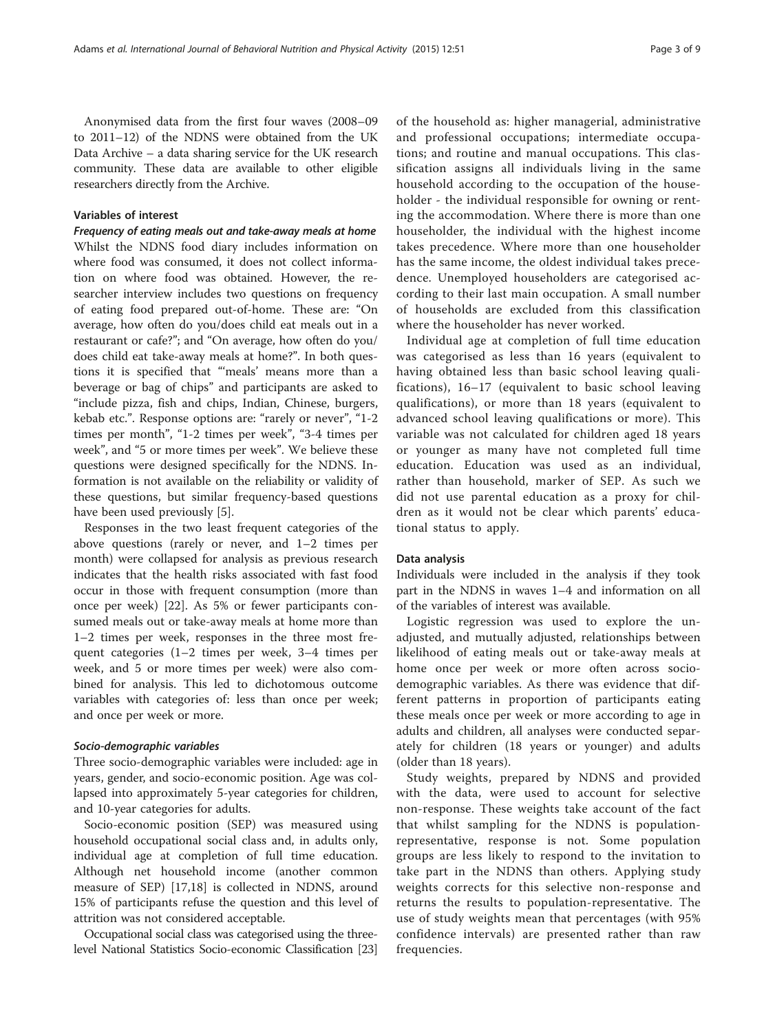Anonymised data from the first four waves (2008–09 to 2011–12) of the NDNS were obtained from the UK Data Archive – a data sharing service for the UK research community. These data are available to other eligible researchers directly from the Archive.

### Variables of interest

#### *Frequency of eating meals out and take-away meals at home*

Whilst the NDNS food diary includes information on where food was consumed, it does not collect information on where food was obtained. However, the researcher interview includes two questions on frequency of eating food prepared out-of-home. These are: "On average, how often do you/does child eat meals out in a restaurant or cafe?"; and "On average, how often do you/ does child eat take-away meals at home?". In both questions it is specified that "'meals' means more than a beverage or bag of chips" and participants are asked to "include pizza, fish and chips, Indian, Chinese, burgers, kebab etc.". Response options are: "rarely or never", "1-2 times per month", "1-2 times per week", "3-4 times per week", and "5 or more times per week". We believe these questions were designed specifically for the NDNS. Information is not available on the reliability or validity of these questions, but similar frequency-based questions have been used previously [5].

Responses in the two least frequent categories of the above questions (rarely or never, and 1–2 times per month) were collapsed for analysis as previous research indicates that the health risks associated with fast food occur in those with frequent consumption (more than once per week) [22]. As 5% or fewer participants consumed meals out or take-away meals at home more than 1–2 times per week, responses in the three most frequent categories (1–2 times per week, 3–4 times per week, and 5 or more times per week) were also combined for analysis. This led to dichotomous outcome variables with categories of: less than once per week; and once per week or more.

#### *Socio-demographic variables*

Three socio-demographic variables were included: age in years, gender, and socio-economic position. Age was collapsed into approximately 5-year categories for children, and 10-year categories for adults.

Socio-economic position (SEP) was measured using household occupational social class and, in adults only, individual age at completion of full time education. Although net household income (another common measure of SEP) [17,18] is collected in NDNS, around 15% of participants refuse the question and this level of attrition was not considered acceptable.

Occupational social class was categorised using the three-level National Statistics Socio-economic Classification [23] of the household as: higher managerial, administrative and professional occupations; intermediate occupations; and routine and manual occupations. This classification assigns all individuals living in the same household according to the occupation of the householder - the individual responsible for owning or renting the accommodation. Where there is more than one householder, the individual with the highest income takes precedence. Where more than one householder has the same income, the oldest individual takes precedence. Unemployed householders are categorised according to their last main occupation. A small number of households are excluded from this classification where the householder has never worked.

Individual age at completion of full time education was categorised as less than 16 years (equivalent to having obtained less than basic school leaving qualifications), 16–17 (equivalent to basic school leaving qualifications), or more than 18 years (equivalent to advanced school leaving qualifications or more). This variable was not calculated for children aged 18 years or younger as many have not completed full time education. Education was used as an individual, rather than household, marker of SEP. As such we did not use parental education as a proxy for children as it would not be clear which parents' educational status to apply.

### Data analysis

Individuals were included in the analysis if they took part in the NDNS in waves 1–4 and information on all of the variables of interest was available.

Logistic regression was used to explore the unadjusted, and mutually adjusted, relationships between likelihood of eating meals out or take-away meals at home once per week or more often across socio-demographic variables. As there was evidence that different patterns in proportion of participants eating these meals once per week or more according to age in adults and children, all analyses were conducted separately for children (18 years or younger) and adults (older than 18 years).

Study weights, prepared by NDNS and provided with the data, were used to account for selective non-response. These weights take account of the fact that whilst sampling for the NDNS is population-representative, response is not. Some population groups are less likely to respond to the invitation to take part in the NDNS than others. Applying study weights corrects for this selective non-response and returns the results to population-representative. The use of study weights mean that percentages (with 95% confidence intervals) are presented rather than raw frequencies.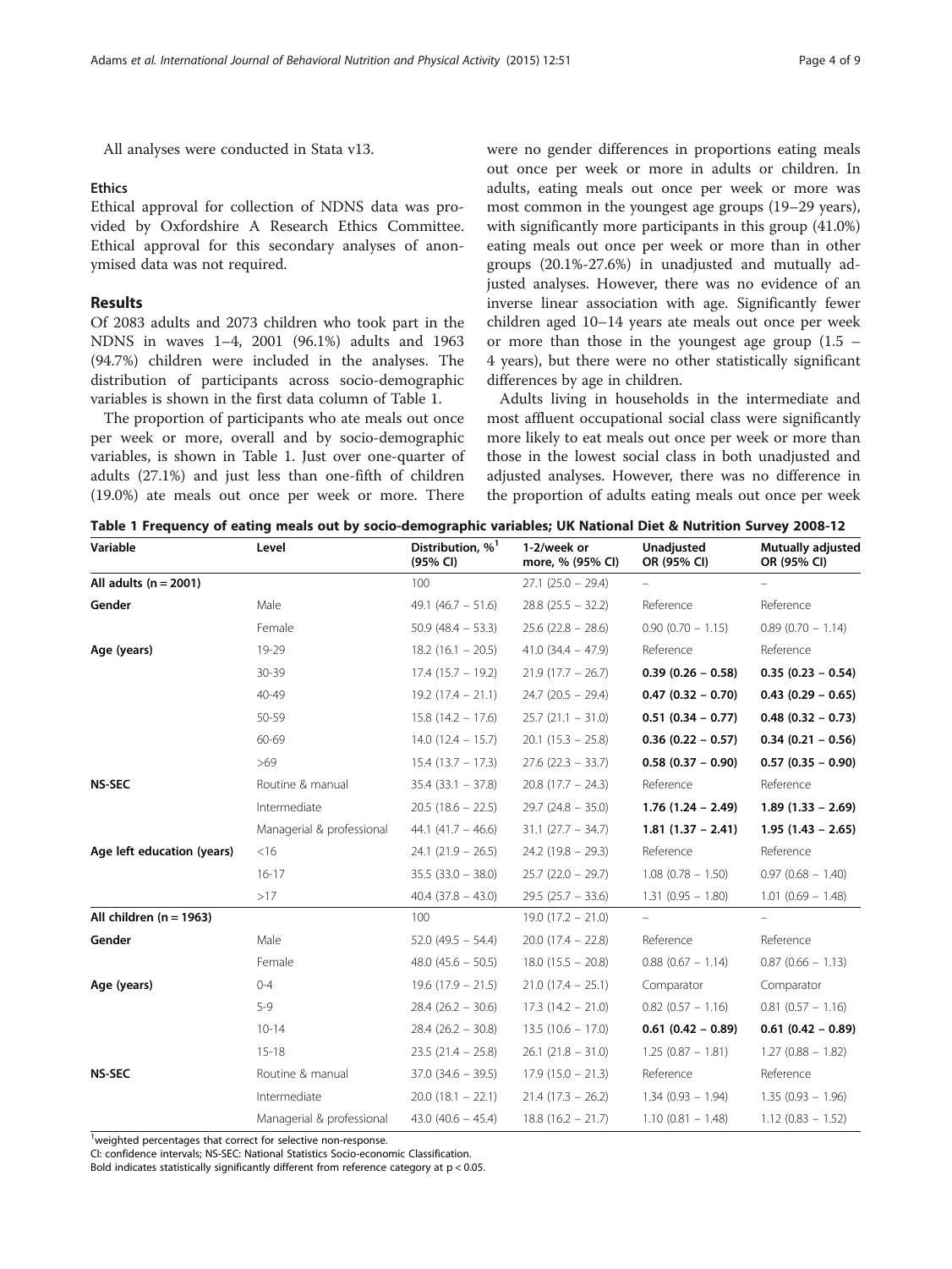All analyses were conducted in Stata v13.

### Ethics

Ethical approval for collection of NDNS data was provided by Oxfordshire A Research Ethics Committee. Ethical approval for this secondary analyses of anonymised data was not required.

## Results

Of 2083 adults and 2073 children who took part in the NDNS in waves 1–4, 2001 (96.1%) adults and 1963 (94.7%) children were included in the analyses. The distribution of participants across socio-demographic variables is shown in the first data column of Table 1.

The proportion of participants who ate meals out once per week or more, overall and by socio-demographic variables, is shown in Table 1. Just over one-quarter of adults (27.1%) and just less than one-fifth of children (19.0%) ate meals out once per week or more. There were no gender differences in proportions eating meals out once per week or more in adults or children. In adults, eating meals out once per week or more was most common in the youngest age groups (19–29 years), with significantly more participants in this group (41.0%) eating meals out once per week or more than in other groups (20.1%-27.6%) in unadjusted and mutually adjusted analyses. However, there was no evidence of an inverse linear association with age. Significantly fewer children aged 10–14 years ate meals out once per week or more than those in the youngest age group (1.5 – 4 years), but there were no other statistically significant differences by age in children.

Adults living in households in the intermediate and most affluent occupational social class were significantly more likely to eat meals out once per week or more than those in the lowest social class in both unadjusted and adjusted analyses. However, there was no difference in the proportion of adults eating meals out once per week

**Table 1 Frequency of eating meals out by socio-demographic variables; UK National Diet & Nutrition Survey 2008-12**

| Variable | Level | Distribution, %[1] (95% CI) | 1-2/week or more, % (95% CI) | Unadjusted OR (95% CI) | Mutually adjusted OR (95% CI) |
|---|---|---|---|---|---|
| **All adults (n = 2001)** | | 100 | 27.1 (25.0 – 29.4) | – | – |
| **Gender** | Male | 49.1 (46.7 – 51.6) | 28.8 (25.5 – 32.2) | Reference | Reference |
| | Female | 50.9 (48.4 – 53.3) | 25.6 (22.8 – 28.6) | 0.90 (0.70 – 1.15) | 0.89 (0.70 – 1.14) |
| **Age (years)** | 19-29 | 18.2 (16.1 – 20.5) | 41.0 (34.4 – 47.9) | Reference | Reference |
| | 30-39 | 17.4 (15.7 – 19.2) | 21.9 (17.7 – 26.7) | **0.39 (0.26 – 0.58)** | **0.35 (0.23 – 0.54)** |
| | 40-49 | 19.2 (17.4 – 21.1) | 24.7 (20.5 – 29.4) | **0.47 (0.32 – 0.70)** | **0.43 (0.29 – 0.65)** |
| | 50-59 | 15.8 (14.2 – 17.6) | 25.7 (21.1 – 31.0) | **0.51 (0.34 – 0.77)** | **0.48 (0.32 – 0.73)** |
| | 60-69 | 14.0 (12.4 – 15.7) | 20.1 (15.3 – 25.8) | **0.36 (0.22 – 0.57)** | **0.34 (0.21 – 0.56)** |
| | >69 | 15.4 (13.7 – 17.3) | 27.6 (22.3 – 33.7) | **0.58 (0.37 – 0.90)** | **0.57 (0.35 – 0.90)** |
| **NS-SEC** | Routine & manual | 35.4 (33.1 – 37.8) | 20.8 (17.7 – 24.3) | Reference | Reference |
| | Intermediate | 20.5 (18.6 – 22.5) | 29.7 (24.8 – 35.0) | **1.76 (1.24 – 2.49)** | **1.89 (1.33 – 2.69)** |
| | Managerial & professional | 44.1 (41.7 – 46.6) | 31.1 (27.7 – 34.7) | **1.81 (1.37 – 2.41)** | **1.95 (1.43 – 2.65)** |
| **Age left education (years)** | <16 | 24.1 (21.9 – 26.5) | 24.2 (19.8 – 29.3) | Reference | Reference |
| | 16-17 | 35.5 (33.0 – 38.0) | 25.7 (22.0 – 29.7) | 1.08 (0.78 – 1.50) | 0.97 (0.68 – 1.40) |
| | >17 | 40.4 (37.8 – 43.0) | 29.5 (25.7 – 33.6) | 1.31 (0.95 – 1.80) | 1.01 (0.69 – 1.48) |
| **All children (n = 1963)** | | 100 | 19.0 (17.2 – 21.0) | – | – |
| **Gender** | Male | 52.0 (49.5 – 54.4) | 20.0 (17.4 – 22.8) | Reference | Reference |
| | Female | 48.0 (45.6 – 50.5) | 18.0 (15.5 – 20.8) | 0.88 (0.67 – 1.14) | 0.87 (0.66 – 1.13) |
| **Age (years)** | 0-4 | 19.6 (17.9 – 21.5) | 21.0 (17.4 – 25.1) | Comparator | Comparator |
| | 5-9 | 28.4 (26.2 – 30.6) | 17.3 (14.2 – 21.0) | 0.82 (0.57 – 1.16) | 0.81 (0.57 – 1.16) |
| | 10-14 | 28.4 (26.2 – 30.8) | 13.5 (10.6 – 17.0) | **0.61 (0.42 – 0.89)** | **0.61 (0.42 – 0.89)** |
| | 15-18 | 23.5 (21.4 – 25.8) | 26.1 (21.8 – 31.0) | 1.25 (0.87 – 1.81) | 1.27 (0.88 – 1.82) |
| **NS-SEC** | Routine & manual | 37.0 (34.6 – 39.5) | 17.9 (15.0 – 21.3) | Reference | Reference |
| | Intermediate | 20.0 (18.1 – 22.1) | 21.4 (17.3 – 26.2) | 1.34 (0.93 – 1.94) | 1.35 (0.93 – 1.96) |
| | Managerial & professional | 43.0 (40.6 – 45.4) | 18.8 (16.2 – 21.7) | 1.10 (0.81 – 1.48) | 1.12 (0.83 – 1.52) |

[1]weighted percentages that correct for selective non-response.

CI: confidence intervals; NS-SEC: National Statistics Socio-economic Classification.

Bold indicates statistically significantly different from reference category at $p < 0.05$.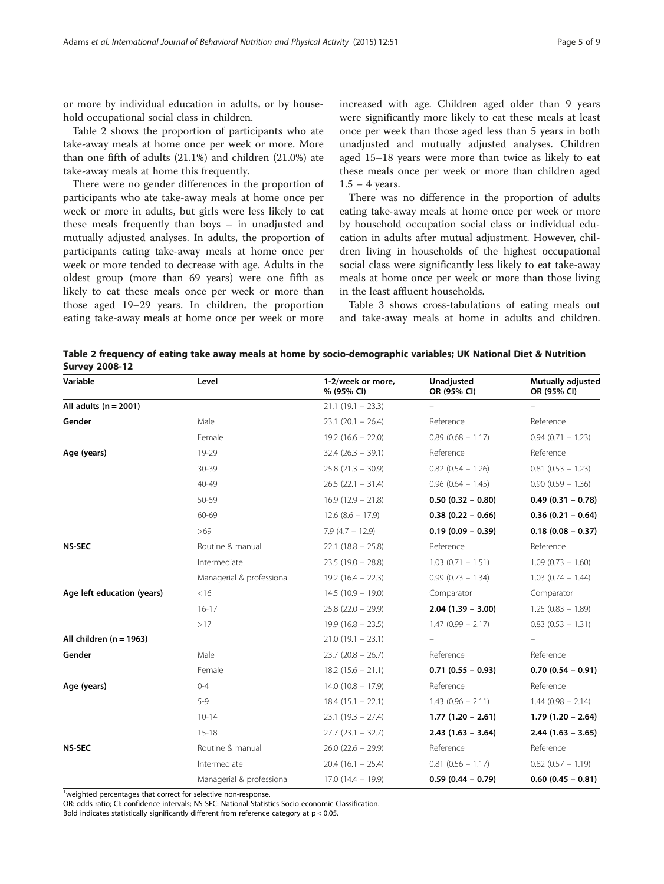or more by individual education in adults, or by household occupational social class in children.

Table 2 shows the proportion of participants who ate take-away meals at home once per week or more. More than one fifth of adults (21.1%) and children (21.0%) ate take-away meals at home this frequently.

There were no gender differences in the proportion of participants who ate take-away meals at home once per week or more in adults, but girls were less likely to eat these meals frequently than boys – in unadjusted and mutually adjusted analyses. In adults, the proportion of participants eating take-away meals at home once per week or more tended to decrease with age. Adults in the oldest group (more than 69 years) were one fifth as likely to eat these meals once per week or more than those aged 19–29 years. In children, the proportion eating take-away meals at home once per week or more increased with age. Children aged older than 9 years were significantly more likely to eat these meals at least once per week than those aged less than 5 years in both unadjusted and mutually adjusted analyses. Children aged 15–18 years were more than twice as likely to eat these meals once per week or more than children aged 1.5 – 4 years.

There was no difference in the proportion of adults eating take-away meals at home once per week or more by household occupation social class or individual education in adults after mutual adjustment. However, children living in households of the highest occupational social class were significantly less likely to eat take-away meals at home once per week or more than those living in the least affluent households.

Table 3 shows cross-tabulations of eating meals out and take-away meals at home in adults and children.

**Table 2 frequency of eating take away meals at home by socio-demographic variables; UK National Diet & Nutrition Survey 2008-12**

| Variable | Level | 1-2/week or more, % (95% CI) | Unadjusted OR (95% CI) | Mutually adjusted OR (95% CI) |
|---|---|---|---|---|
| **All adults (n = 2001)** | | 21.1 (19.1 – 23.3) | – | – |
| **Gender** | Male | 23.1 (20.1 – 26.4) | Reference | Reference |
| | Female | 19.2 (16.6 – 22.0) | 0.89 (0.68 – 1.17) | 0.94 (0.71 – 1.23) |
| **Age (years)** | 19-29 | 32.4 (26.3 – 39.1) | Reference | Reference |
| | 30-39 | 25.8 (21.3 – 30.9) | 0.82 (0.54 – 1.26) | 0.81 (0.53 – 1.23) |
| | 40-49 | 26.5 (22.1 – 31.4) | 0.96 (0.64 – 1.45) | 0.90 (0.59 – 1.36) |
| | 50-59 | 16.9 (12.9 – 21.8) | **0.50 (0.32 – 0.80)** | **0.49 (0.31 – 0.78)** |
| | 60-69 | 12.6 (8.6 – 17.9) | **0.38 (0.22 – 0.66)** | **0.36 (0.21 – 0.64)** |
| | >69 | 7.9 (4.7 – 12.9) | **0.19 (0.09 – 0.39)** | **0.18 (0.08 – 0.37)** |
| **NS-SEC** | Routine & manual | 22.1 (18.8 – 25.8) | Reference | Reference |
| | Intermediate | 23.5 (19.0 – 28.8) | 1.03 (0.71 – 1.51) | 1.09 (0.73 – 1.60) |
| | Managerial & professional | 19.2 (16.4 – 22.3) | 0.99 (0.73 – 1.34) | 1.03 (0.74 – 1.44) |
| **Age left education (years)** | <16 | 14.5 (10.9 – 19.0) | Comparator | Comparator |
| | 16-17 | 25.8 (22.0 – 29.9) | **2.04 (1.39 – 3.00)** | 1.25 (0.83 – 1.89) |
| | >17 | 19.9 (16.8 – 23.5) | 1.47 (0.99 – 2.17) | 0.83 (0.53 – 1.31) |
| **All children (n = 1963)** | | 21.0 (19.1 – 23.1) | – | – |
| **Gender** | Male | 23.7 (20.8 – 26.7) | Reference | Reference |
| | Female | 18.2 (15.6 – 21.1) | **0.71 (0.55 – 0.93)** | **0.70 (0.54 – 0.91)** |
| **Age (years)** | 0-4 | 14.0 (10.8 – 17.9) | Reference | Reference |
| | 5-9 | 18.4 (15.1 – 22.1) | 1.43 (0.96 – 2.11) | 1.44 (0.98 – 2.14) |
| | 10-14 | 23.1 (19.3 – 27.4) | **1.77 (1.20 – 2.61)** | **1.79 (1.20 – 2.64)** |
| | 15-18 | 27.7 (23.1 – 32.7) | **2.43 (1.63 – 3.64)** | **2.44 (1.63 – 3.65)** |
| **NS-SEC** | Routine & manual | 26.0 (22.6 – 29.9) | Reference | Reference |
| | Intermediate | 20.4 (16.1 – 25.4) | 0.81 (0.56 – 1.17) | 0.82 (0.57 – 1.19) |
| | Managerial & professional | 17.0 (14.4 – 19.9) | **0.59 (0.44 – 0.79)** | **0.60 (0.45 – 0.81)** |

[1]weighted percentages that correct for selective non-response.
OR: odds ratio; CI: confidence intervals; NS-SEC: National Statistics Socio-economic Classification.
Bold indicates statistically significantly different from reference category at $p < 0.05$.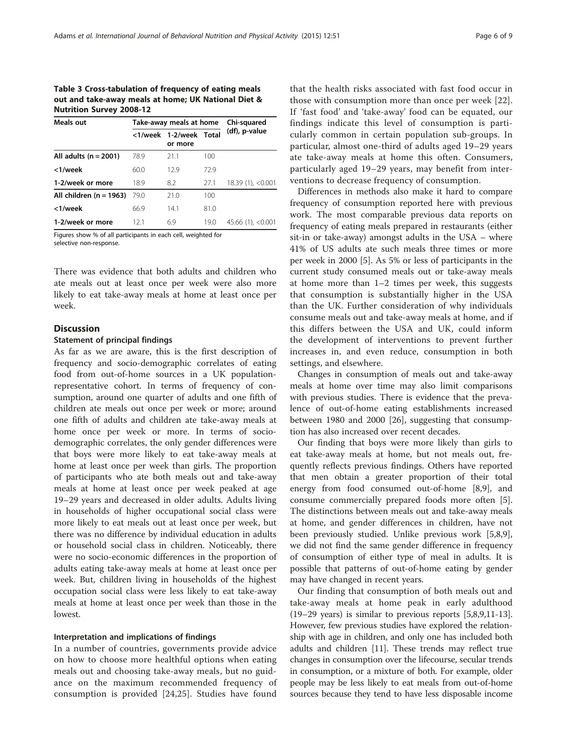**Table 3 Cross-tabulation of frequency of eating meals out and take-away meals at home; UK National Diet & Nutrition Survey 2008-12**

| Meals out | Take-away meals at home | | | Chi-squared (df), p-value |
|---|---|---|---|---|
| | <1/week | 1-2/week or more | Total | |
| **All adults (n = 2001)** | 78.9 | 21.1 | 100 | |
| **<1/week** | 60.0 | 12.9 | 72.9 | |
| **1-2/week or more** | 18.9 | 8.2 | 27.1 | 18.39 (1), <0.001 |
| **All children (n = 1963)** | 79.0 | 21.0 | 100 | |
| **<1/week** | 66.9 | 14.1 | 81.0 | |
| **1-2/week or more** | 12.1 | 6.9 | 19.0 | 45.66 (1), <0.001 |

Figures show % of all participants in each cell, weighted for selective non-response.

There was evidence that both adults and children who ate meals out at least once per week were also more likely to eat take-away meals at home at least once per week.

## Discussion

### Statement of principal findings

As far as we are aware, this is the first description of frequency and socio-demographic correlates of eating food from out-of-home sources in a UK population-representative cohort. In terms of frequency of consumption, around one quarter of adults and one fifth of children ate meals out once per week or more; around one fifth of adults and children ate take-away meals at home once per week or more. In terms of socio-demographic correlates, the only gender differences were that boys were more likely to eat take-away meals at home at least once per week than girls. The proportion of participants who ate both meals out and take-away meals at home at least once per week peaked at age 19–29 years and decreased in older adults. Adults living in households of higher occupational social class were more likely to eat meals out at least once per week, but there was no difference by individual education in adults or household social class in children. Noticeably, there were no socio-economic differences in the proportion of adults eating take-away meals at home at least once per week. But, children living in households of the highest occupation social class were less likely to eat take-away meals at home at least once per week than those in the lowest.

### Interpretation and implications of findings

In a number of countries, governments provide advice on how to choose more healthful options when eating meals out and choosing take-away meals, but no guidance on the maximum recommended frequency of consumption is provided [24,25]. Studies have found that the health risks associated with fast food occur in those with consumption more than once per week [22]. If 'fast food' and 'take-away' food can be equated, our findings indicate this level of consumption is particularly common in certain population sub-groups. In particular, almost one-third of adults aged 19–29 years ate take-away meals at home this often. Consumers, particularly aged 19–29 years, may benefit from interventions to decrease frequency of consumption.

Differences in methods also make it hard to compare frequency of consumption reported here with previous work. The most comparable previous data reports on frequency of eating meals prepared in restaurants (either sit-in or take-away) amongst adults in the USA – where 41% of US adults ate such meals three times or more per week in 2000 [5]. As 5% or less of participants in the current study consumed meals out or take-away meals at home more than 1–2 times per week, this suggests that consumption is substantially higher in the USA than the UK. Further consideration of why individuals consume meals out and take-away meals at home, and if this differs between the USA and UK, could inform the development of interventions to prevent further increases in, and even reduce, consumption in both settings, and elsewhere.

Changes in consumption of meals out and take-away meals at home over time may also limit comparisons with previous studies. There is evidence that the prevalence of out-of-home eating establishments increased between 1980 and 2000 [26], suggesting that consumption has also increased over recent decades.

Our finding that boys were more likely than girls to eat take-away meals at home, but not meals out, frequently reflects previous findings. Others have reported that men obtain a greater proportion of their total energy from food consumed out-of-home [8,9], and consume commercially prepared foods more often [5]. The distinctions between meals out and take-away meals at home, and gender differences in children, have not been previously studied. Unlike previous work [5,8,9], we did not find the same gender difference in frequency of consumption of either type of meal in adults. It is possible that patterns of out-of-home eating by gender may have changed in recent years.

Our finding that consumption of both meals out and take-away meals at home peak in early adulthood (19–29 years) is similar to previous reports [5,8,9,11-13]. However, few previous studies have explored the relationship with age in children, and only one has included both adults and children [11]. These trends may reflect true changes in consumption over the lifecourse, secular trends in consumption, or a mixture of both. For example, older people may be less likely to eat meals from out-of-home sources because they tend to have less disposable income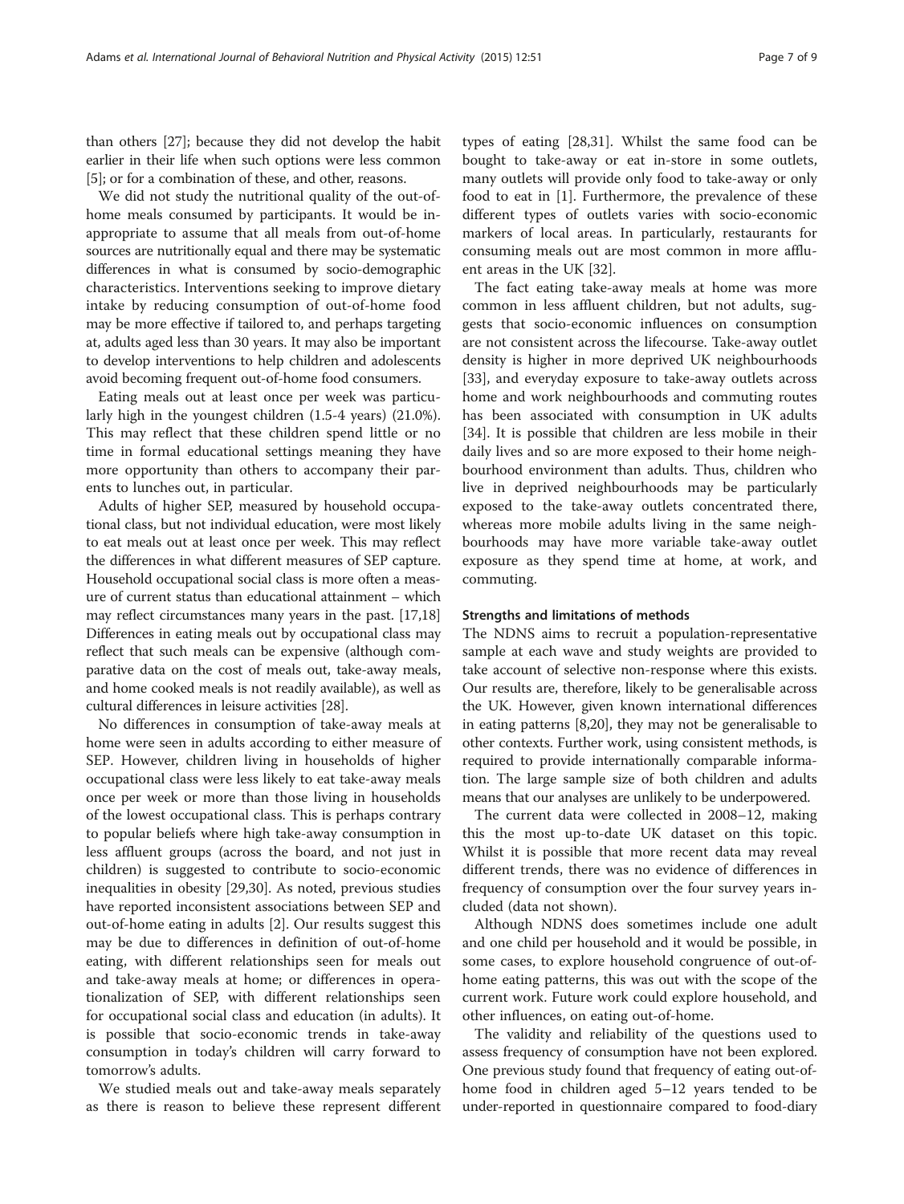than others [27]; because they did not develop the habit earlier in their life when such options were less common [5]; or for a combination of these, and other, reasons.

We did not study the nutritional quality of the out-of-home meals consumed by participants. It would be inappropriate to assume that all meals from out-of-home sources are nutritionally equal and there may be systematic differences in what is consumed by socio-demographic characteristics. Interventions seeking to improve dietary intake by reducing consumption of out-of-home food may be more effective if tailored to, and perhaps targeting at, adults aged less than 30 years. It may also be important to develop interventions to help children and adolescents avoid becoming frequent out-of-home food consumers.

Eating meals out at least once per week was particularly high in the youngest children (1.5-4 years) (21.0%). This may reflect that these children spend little or no time in formal educational settings meaning they have more opportunity than others to accompany their parents to lunches out, in particular.

Adults of higher SEP, measured by household occupational class, but not individual education, were most likely to eat meals out at least once per week. This may reflect the differences in what different measures of SEP capture. Household occupational social class is more often a measure of current status than educational attainment – which may reflect circumstances many years in the past. [17,18] Differences in eating meals out by occupational class may reflect that such meals can be expensive (although comparative data on the cost of meals out, take-away meals, and home cooked meals is not readily available), as well as cultural differences in leisure activities [28].

No differences in consumption of take-away meals at home were seen in adults according to either measure of SEP. However, children living in households of higher occupational class were less likely to eat take-away meals once per week or more than those living in households of the lowest occupational class. This is perhaps contrary to popular beliefs where high take-away consumption in less affluent groups (across the board, and not just in children) is suggested to contribute to socio-economic inequalities in obesity [29,30]. As noted, previous studies have reported inconsistent associations between SEP and out-of-home eating in adults [2]. Our results suggest this may be due to differences in definition of out-of-home eating, with different relationships seen for meals out and take-away meals at home; or differences in operationalization of SEP, with different relationships seen for occupational social class and education (in adults). It is possible that socio-economic trends in take-away consumption in today's children will carry forward to tomorrow's adults.

We studied meals out and take-away meals separately as there is reason to believe these represent different types of eating [28,31]. Whilst the same food can be bought to take-away or eat in-store in some outlets, many outlets will provide only food to take-away or only food to eat in [1]. Furthermore, the prevalence of these different types of outlets varies with socio-economic markers of local areas. In particularly, restaurants for consuming meals out are most common in more affluent areas in the UK [32].

The fact eating take-away meals at home was more common in less affluent children, but not adults, suggests that socio-economic influences on consumption are not consistent across the lifecourse. Take-away outlet density is higher in more deprived UK neighbourhoods [33], and everyday exposure to take-away outlets across home and work neighbourhoods and commuting routes has been associated with consumption in UK adults [34]. It is possible that children are less mobile in their daily lives and so are more exposed to their home neighbourhood environment than adults. Thus, children who live in deprived neighbourhoods may be particularly exposed to the take-away outlets concentrated there, whereas more mobile adults living in the same neighbourhoods may have more variable take-away outlet exposure as they spend time at home, at work, and commuting.

### Strengths and limitations of methods

The NDNS aims to recruit a population-representative sample at each wave and study weights are provided to take account of selective non-response where this exists. Our results are, therefore, likely to be generalisable across the UK. However, given known international differences in eating patterns [8,20], they may not be generalisable to other contexts. Further work, using consistent methods, is required to provide internationally comparable information. The large sample size of both children and adults means that our analyses are unlikely to be underpowered.

The current data were collected in 2008–12, making this the most up-to-date UK dataset on this topic. Whilst it is possible that more recent data may reveal different trends, there was no evidence of differences in frequency of consumption over the four survey years included (data not shown).

Although NDNS does sometimes include one adult and one child per household and it would be possible, in some cases, to explore household congruence of out-of-home eating patterns, this was out with the scope of the current work. Future work could explore household, and other influences, on eating out-of-home.

The validity and reliability of the questions used to assess frequency of consumption have not been explored. One previous study found that frequency of eating out-of-home food in children aged 5–12 years tended to be under-reported in questionnaire compared to food-diary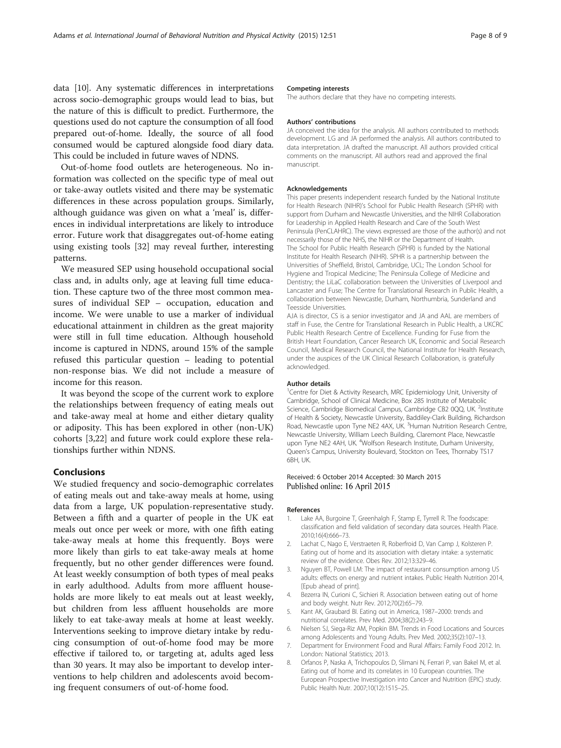data [10]. Any systematic differences in interpretations across socio-demographic groups would lead to bias, but the nature of this is difficult to predict. Furthermore, the questions used do not capture the consumption of all food prepared out-of-home. Ideally, the source of all food consumed would be captured alongside food diary data. This could be included in future waves of NDNS.

Out-of-home food outlets are heterogeneous. No information was collected on the specific type of meal out or take-away outlets visited and there may be systematic differences in these across population groups. Similarly, although guidance was given on what a 'meal' is, differences in individual interpretations are likely to introduce error. Future work that disaggregates out-of-home eating using existing tools [32] may reveal further, interesting patterns.

We measured SEP using household occupational social class and, in adults only, age at leaving full time education. These capture two of the three most common measures of individual SEP – occupation, education and income. We were unable to use a marker of individual educational attainment in children as the great majority were still in full time education. Although household income is captured in NDNS, around 15% of the sample refused this particular question – leading to potential non-response bias. We did not include a measure of income for this reason.

It was beyond the scope of the current work to explore the relationships between frequency of eating meals out and take-away meal at home and either dietary quality or adiposity. This has been explored in other (non-UK) cohorts [3,22] and future work could explore these relationships further within NDNS.

## Conclusions

We studied frequency and socio-demographic correlates of eating meals out and take-away meals at home, using data from a large, UK population-representative study. Between a fifth and a quarter of people in the UK eat meals out once per week or more, with one fifth eating take-away meals at home this frequently. Boys were more likely than girls to eat take-away meals at home frequently, but no other gender differences were found. At least weekly consumption of both types of meal peaks in early adulthood. Adults from more affluent households are more likely to eat meals out at least weekly, but children from less affluent households are more likely to eat take-away meals at home at least weekly. Interventions seeking to improve dietary intake by reducing consumption of out-of-home food may be more effective if tailored to, or targeting at, adults aged less than 30 years. It may also be important to develop interventions to help children and adolescents avoid becoming frequent consumers of out-of-home food.

#### Competing interests

The authors declare that they have no competing interests.

#### Authors' contributions

JA conceived the idea for the analysis. All authors contributed to methods development. LG and JA performed the analysis. All authors contributed to data interpretation. JA drafted the manuscript. All authors provided critical comments on the manuscript. All authors read and approved the final manuscript.

#### Acknowledgements

This paper presents independent research funded by the National Institute for Health Research (NIHR)'s School for Public Health Research (SPHR) with support from Durham and Newcastle Universities, and the NIHR Collaboration for Leadership in Applied Health Research and Care of the South West Peninsula (PenCLAHRC). The views expressed are those of the author(s) and not necessarily those of the NHS, the NIHR or the Department of Health.
The School for Public Health Research (SPHR) is funded by the National Institute for Health Research (NIHR). SPHR is a partnership between the Universities of Sheffield, Bristol, Cambridge, UCL; The London School for Hygiene and Tropical Medicine; The Peninsula College of Medicine and Dentistry; the LiLaC collaboration between the Universities of Liverpool and Lancaster and Fuse; The Centre for Translational Research in Public Health, a collaboration between Newcastle, Durham, Northumbria, Sunderland and Teesside Universities.
AJA is director, CS is a senior investigator and JA and AAL are members of staff in Fuse, the Centre for Translational Research in Public Health, a UKCRC Public Health Research Centre of Excellence. Funding for Fuse from the British Heart Foundation, Cancer Research UK, Economic and Social Research Council, Medical Research Council, the National Institute for Health Research, under the auspices of the UK Clinical Research Collaboration, is gratefully acknowledged.

#### Author details

[1]Centre for Diet & Activity Research, MRC Epidemiology Unit, University of Cambridge, School of Clinical Medicine, Box 285 Institute of Metabolic Science, Cambridge Biomedical Campus, Cambridge CB2 0QQ, UK. [2]Institute of Health & Society, Newcastle University, Baddiley-Clark Building, Richardson Road, Newcastle upon Tyne NE2 4AX, UK. [3]Human Nutrition Research Centre, Newcastle University, William Leech Building, Claremont Place, Newcastle upon Tyne NE2 4AH, UK. [4]Wolfson Research Institute, Durham University, Queen's Campus, University Boulevard, Stockton on Tees, Thornaby TS17 6BH, UK.

Received: 6 October 2014 Accepted: 30 March 2015
Published online: 16 April 2015

#### References

1. Lake AA, Burgoine T, Greenhalgh F, Stamp E, Tyrrell R. The foodscape: classification and field validation of secondary data sources. Health Place. 2010;16(4):666–73.
2. Lachat C, Nago E, Verstraeten R, Roberfroid D, Van Camp J, Kolsteren P. Eating out of home and its association with dietary intake: a systematic review of the evidence. Obes Rev. 2012;13:329–46.
3. Nguyen BT, Powell LM: The impact of restaurant consumption among US adults: effects on energy and nutrient intakes. Public Health Nutrition 2014, [Epub ahead of print].
4. Bezerra IN, Curioni C, Sichieri R. Association between eating out of home and body weight. Nutr Rev. 2012;70(2):65–79.
5. Kant AK, Graubard BI. Eating out in America, 1987–2000: trends and nutritional correlates. Prev Med. 2004;38(2):243–9.
6. Nielsen SJ, Siega-Riz AM, Popkin BM. Trends in Food Locations and Sources among Adolescents and Young Adults. Prev Med. 2002;35(2):107–13.
7. Department for Environment Food and Rural Affairs: Family Food 2012. In. London: National Statistics; 2013.
8. Orfanos P, Naska A, Trichopoulos D, Slimani N, Ferrari P, van Bakel M, et al. Eating out of home and its correlates in 10 European countries. The European Prospective Investigation into Cancer and Nutrition (EPIC) study. Public Health Nutr. 2007;10(12):1515–25.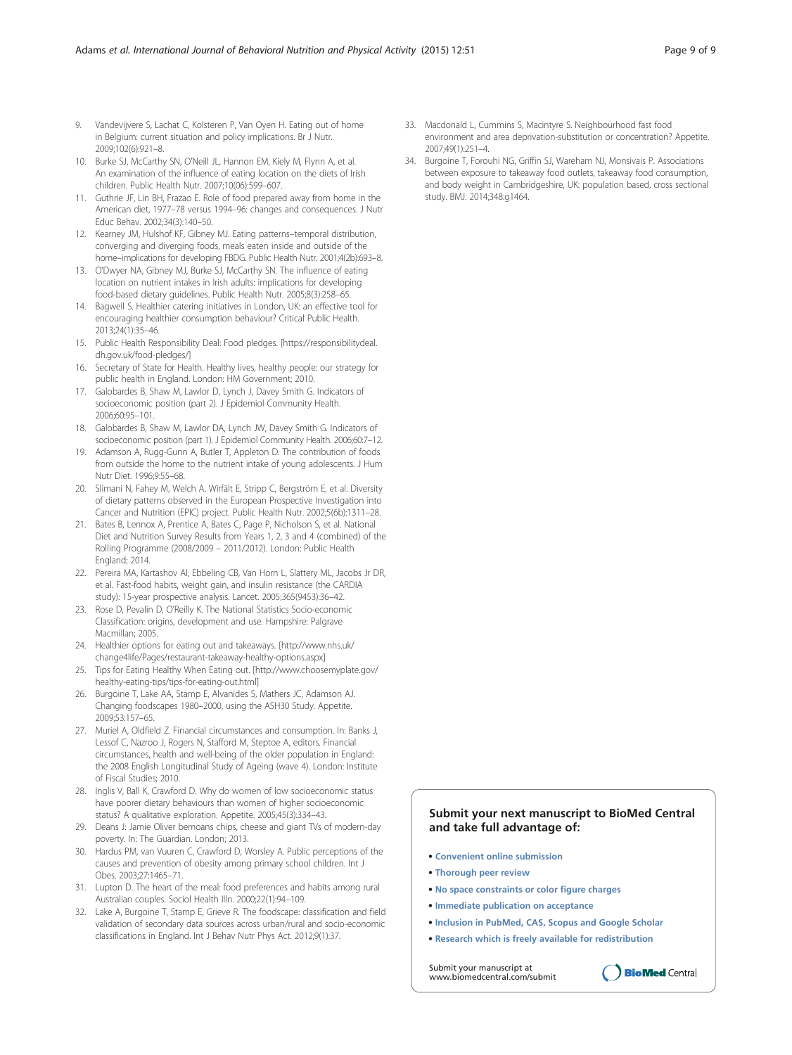9. Vandevijvere S, Lachat C, Kolsteren P, Van Oyen H. Eating out of home in Belgium: current situation and policy implications. Br J Nutr. 2009;102(6):921–8.
10. Burke SJ, McCarthy SN, O'Neill JL, Hannon EM, Kiely M, Flynn A, et al. An examination of the influence of eating location on the diets of Irish children. Public Health Nutr. 2007;10(06):599–607.
11. Guthrie JF, Lin BH, Frazao E. Role of food prepared away from home in the American diet, 1977–78 versus 1994–96: changes and consequences. J Nutr Educ Behav. 2002;34(3):140–50.
12. Kearney JM, Hulshof KF, Gibney MJ. Eating patterns–temporal distribution, converging and diverging foods, meals eaten inside and outside of the home–implications for developing FBDG. Public Health Nutr. 2001;4(2b):693–8.
13. O'Dwyer NA, Gibney MJ, Burke SJ, McCarthy SN. The influence of eating location on nutrient intakes in Irish adults: implications for developing food-based dietary guidelines. Public Health Nutr. 2005;8(3):258–65.
14. Bagwell S. Healthier catering initiatives in London, UK: an effective tool for encouraging healthier consumption behaviour? Critical Public Health. 2013;24(1):35–46.
15. Public Health Responsibility Deal: Food pledges. [https://responsibilitydeal.dh.gov.uk/food-pledges/]
16. Secretary of State for Health. Healthy lives, healthy people: our strategy for public health in England. London: HM Government; 2010.
17. Galobardes B, Shaw M, Lawlor D, Lynch J, Davey Smith G. Indicators of socioeconomic position (part 2). J Epidemiol Community Health. 2006;60:95–101.
18. Galobardes B, Shaw M, Lawlor DA, Lynch JW, Davey Smith G. Indicators of socioeconomic position (part 1). J Epidemiol Community Health. 2006;60:7–12.
19. Adamson A, Rugg-Gunn A, Butler T, Appleton D. The contribution of foods from outside the home to the nutrient intake of young adolescents. J Hum Nutr Diet. 1996;9:55–68.
20. Slimani N, Fahey M, Welch A, Wirfält E, Stripp C, Bergström E, et al. Diversity of dietary patterns observed in the European Prospective Investigation into Cancer and Nutrition (EPIC) project. Public Health Nutr. 2002;5(6b):1311–28.
21. Bates B, Lennox A, Prentice A, Bates C, Page P, Nicholson S, et al. National Diet and Nutrition Survey Results from Years 1, 2, 3 and 4 (combined) of the Rolling Programme (2008/2009 – 2011/2012). London: Public Health England; 2014.
22. Pereira MA, Kartashov AI, Ebbeling CB, Van Horn L, Slattery ML, Jacobs Jr DR, et al. Fast-food habits, weight gain, and insulin resistance (the CARDIA study): 15-year prospective analysis. Lancet. 2005;365(9453):36–42.
23. Rose D, Pevalin D, O'Reilly K. The National Statistics Socio-economic Classification: origins, development and use. Hampshire: Palgrave Macmillan; 2005.
24. Healthier options for eating out and takeaways. [http://www.nhs.uk/change4life/Pages/restaurant-takeaway-healthy-options.aspx]
25. Tips for Eating Healthy When Eating out. [http://www.choosemyplate.gov/healthy-eating-tips/tips-for-eating-out.html]
26. Burgoine T, Lake AA, Stamp E, Alvanides S, Mathers JC, Adamson AJ. Changing foodscapes 1980–2000, using the ASH30 Study. Appetite. 2009;53:157–65.
27. Muriel A, Oldfield Z. Financial circumstances and consumption. In: Banks J, Lessof C, Nazroo J, Rogers N, Stafford M, Steptoe A, editors. Financial circumstances, health and well-being of the older population in England: the 2008 English Longitudinal Study of Ageing (wave 4). London: Institute of Fiscal Studies; 2010.
28. Inglis V, Ball K, Crawford D. Why do women of low socioeconomic status have poorer dietary behaviours than women of higher socioeconomic status? A qualitative exploration. Appetite. 2005;45(3):334–43.
29. Deans J: Jamie Oliver bemoans chips, cheese and giant TVs of modern-day poverty. In: The Guardian. London; 2013.
30. Hardus PM, van Vuuren C, Crawford D, Worsley A. Public perceptions of the causes and prevention of obesity among primary school children. Int J Obes. 2003;27:1465–71.
31. Lupton D. The heart of the meal: food preferences and habits among rural Australian couples. Sociol Health Illn. 2000;22(1):94–109.
32. Lake A, Burgoine T, Stamp E, Grieve R. The foodscape: classification and field validation of secondary data sources across urban/rural and socio-economic classifications in England. Int J Behav Nutr Phys Act. 2012;9(1):37.
33. Macdonald L, Cummins S, Macintyre S. Neighbourhood fast food environment and area deprivation-substitution or concentration? Appetite. 2007;49(1):251–4.
34. Burgoine T, Forouhi NG, Griffin SJ, Wareham NJ, Monsivais P. Associations between exposure to takeaway food outlets, takeaway food consumption, and body weight in Cambridgeshire, UK: population based, cross sectional study. BMJ. 2014;348:g1464.

**Submit your next manuscript to BioMed Central and take full advantage of:**

- **Convenient online submission**
- **Thorough peer review**
- **No space constraints or color figure charges**
- **Immediate publication on acceptance**
- **Inclusion in PubMed, CAS, Scopus and Google Scholar**
- **Research which is freely available for redistribution**

Submit your manuscript at
www.biomedcentral.com/submit

BioMed Central